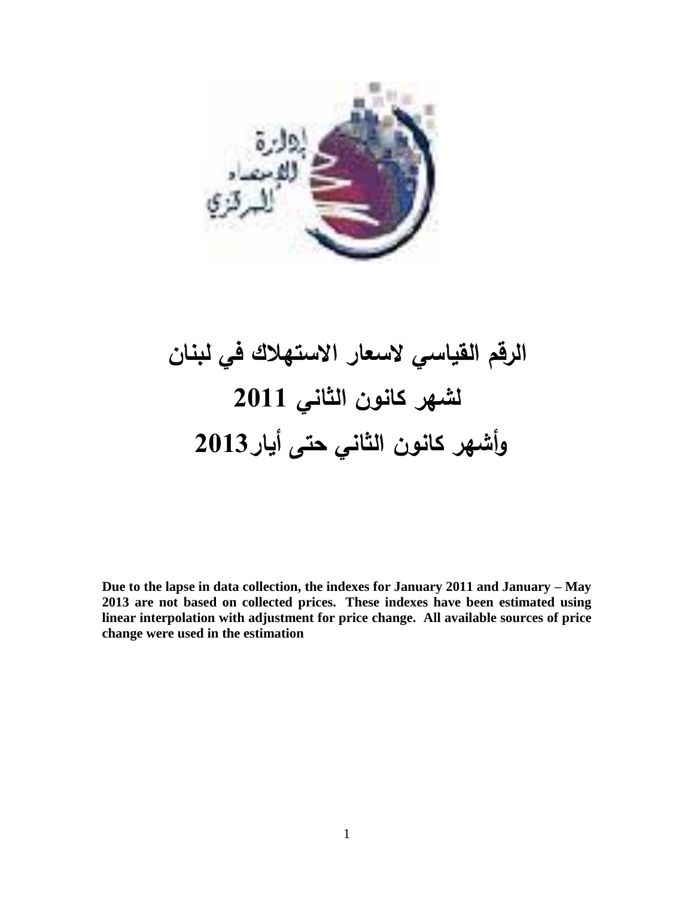# الرقم القياسي لاسعار الاستهلاك في لبنان

# لشهر كانون الثاني 2011

# وأشهر كانون الثاني حتى أيار2013

**Due to the lapse in data collection, the indexes for January 2011 and January – May 2013 are not based on collected prices. These indexes have been estimated using linear interpolation with adjustment for price change. All available sources of price change were used in the estimation**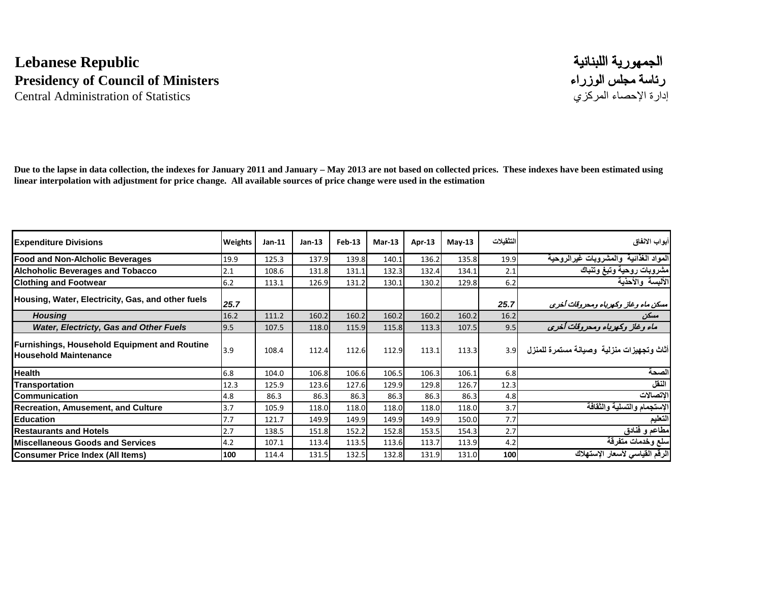**Lebanese Republic**
**Presidency of Council of Ministers**
Central Administration of Statistics

**الجمهورية اللبنانية**
**رئاسة مجلس الوزراء**
إدارة الإحصاء المركزي

**Due to the lapse in data collection, the indexes for January 2011 and January – May 2013 are not based on collected prices. These indexes have been estimated using linear interpolation with adjustment for price change. All available sources of price change were used in the estimation**

| Expenditure Divisions | Weights | Jan-11 | Jan-13 | Feb-13 | Mar-13 | Apr-13 | May-13 | التثقيلات | أبواب الانفاق |
|---|---|---|---|---|---|---|---|---|---|
| **Food and Non-Alcholic Beverages** | 19.9 | 125.3 | 137.9 | 139.8 | 140.1 | 136.2 | 135.8 | 19.9 | المواد الغذائية والمشروبات غيرالروحية |
| **Alchoholic Beverages and Tobacco** | 2.1 | 108.6 | 131.8 | 131.1 | 132.3 | 132.4 | 134.1 | 2.1 | مشروبات روحية وتبغ وتنباك |
| **Clothing and Footwear** | 6.2 | 113.1 | 126.9 | 131.2 | 130.1 | 130.2 | 129.8 | 6.2 | الألبسة والأحذية |
| **Housing, Water, Electricity, Gas, and other fuels** | *25.7* | | | | | | | *25.7* | *مسكن ماء وغاز وكهرباء ومحروقات أخرى* |
| ***Housing*** | 16.2 | 111.2 | 160.2 | 160.2 | 160.2 | 160.2 | 160.2 | 16.2 | *مسكن* |
| ***Water, Electricty, Gas and Other Fuels*** | 9.5 | 107.5 | 118.0 | 115.9 | 115.8 | 113.3 | 107.5 | 9.5 | *ماء وغاز وكهرباء ومحروقات أخرى* |
| **Furnishings, Household Equipment and Routine Household Maintenance** | 3.9 | 108.4 | 112.4 | 112.6 | 112.9 | 113.1 | 113.3 | 3.9 | أثاث وتجهيزات منزلية وصيانة مستمرة للمنزل |
| **Health** | 6.8 | 104.0 | 106.8 | 106.6 | 106.5 | 106.3 | 106.1 | 6.8 | الصحة |
| **Transportation** | 12.3 | 125.9 | 123.6 | 127.6 | 129.9 | 129.8 | 126.7 | 12.3 | النقل |
| **Communication** | 4.8 | 86.3 | 86.3 | 86.3 | 86.3 | 86.3 | 86.3 | 4.8 | الإتصالات |
| **Recreation, Amusement, and Culture** | 3.7 | 105.9 | 118.0 | 118.0 | 118.0 | 118.0 | 118.0 | 3.7 | الإستجمام والتسلية والثقافة |
| **Education** | 7.7 | 121.7 | 149.9 | 149.9 | 149.9 | 149.9 | 150.0 | 7.7 | التعليم |
| **Restaurants and Hotels** | 2.7 | 138.5 | 151.8 | 152.2 | 152.8 | 153.5 | 154.3 | 2.7 | مطاعم و فنادق |
| **Miscellaneous Goods and Services** | 4.2 | 107.1 | 113.4 | 113.5 | 113.6 | 113.7 | 113.9 | 4.2 | سلع وخدمات متفرقة |
| **Consumer Price Index (All Items)** | **100** | 114.4 | 131.5 | 132.5 | 132.8 | 131.9 | 131.0 | **100** | الرقم القياسي لأسعار الإستهلاك |